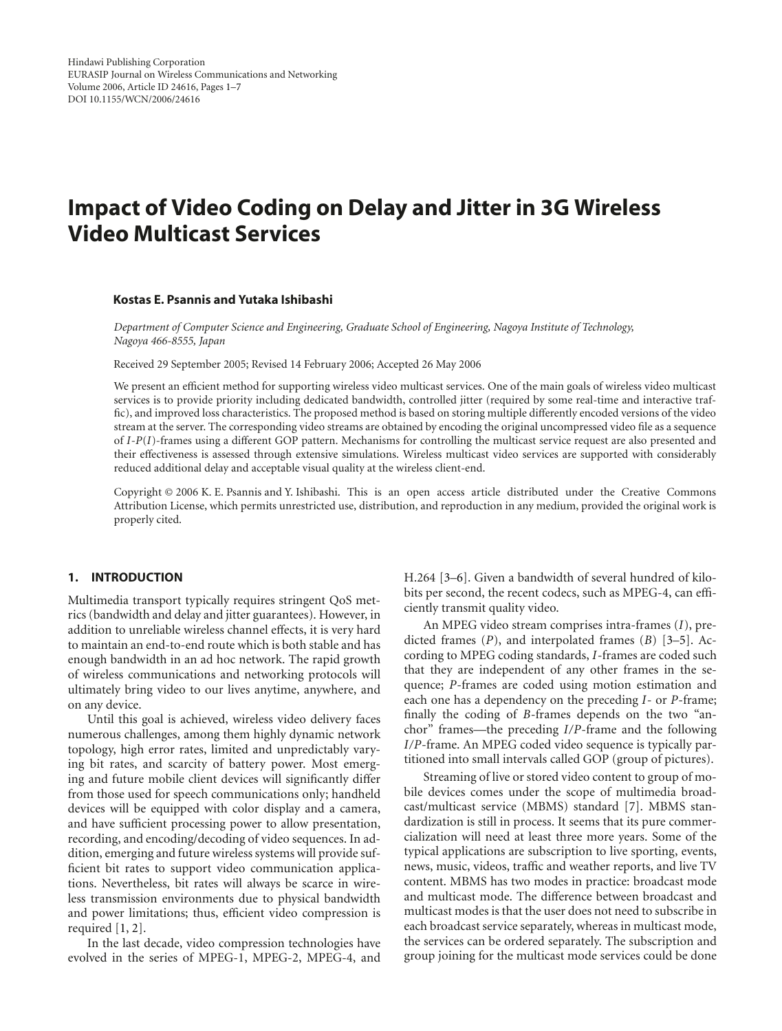Hindawi Publishing Corporation
EURASIP Journal on Wireless Communications and Networking
Volume 2006, Article ID 24616, Pages 1–7
DOI 10.1155/WCN/2006/24616

# Impact of Video Coding on Delay and Jitter in 3G Wireless Video Multicast Services

**Kostas E. Psannis and Yutaka Ishibashi**

*Department of Computer Science and Engineering, Graduate School of Engineering, Nagoya Institute of Technology, Nagoya 466-8555, Japan*

Received 29 September 2005; Revised 14 February 2006; Accepted 26 May 2006

We present an efficient method for supporting wireless video multicast services. One of the main goals of wireless video multicast services is to provide priority including dedicated bandwidth, controlled jitter (required by some real-time and interactive traffic), and improved loss characteristics. The proposed method is based on storing multiple differently encoded versions of the video stream at the server. The corresponding video streams are obtained by encoding the original uncompressed video file as a sequence of *I*-*P*(*I*)-frames using a different GOP pattern. Mechanisms for controlling the multicast service request are also presented and their effectiveness is assessed through extensive simulations. Wireless multicast video services are supported with considerably reduced additional delay and acceptable visual quality at the wireless client-end.

Copyright © 2006 K. E. Psannis and Y. Ishibashi. This is an open access article distributed under the Creative Commons Attribution License, which permits unrestricted use, distribution, and reproduction in any medium, provided the original work is properly cited.

## 1. INTRODUCTION

Multimedia transport typically requires stringent QoS metrics (bandwidth and delay and jitter guarantees). However, in addition to unreliable wireless channel effects, it is very hard to maintain an end-to-end route which is both stable and has enough bandwidth in an ad hoc network. The rapid growth of wireless communications and networking protocols will ultimately bring video to our lives anytime, anywhere, and on any device.

Until this goal is achieved, wireless video delivery faces numerous challenges, among them highly dynamic network topology, high error rates, limited and unpredictably varying bit rates, and scarcity of battery power. Most emerging and future mobile client devices will significantly differ from those used for speech communications only; handheld devices will be equipped with color display and a camera, and have sufficient processing power to allow presentation, recording, and encoding/decoding of video sequences. In addition, emerging and future wireless systems will provide sufficient bit rates to support video communication applications. Nevertheless, bit rates will always be scarce in wireless transmission environments due to physical bandwidth and power limitations; thus, efficient video compression is required [1, 2].

In the last decade, video compression technologies have evolved in the series of MPEG-1, MPEG-2, MPEG-4, and H.264 [3–6]. Given a bandwidth of several hundred of kilobits per second, the recent codecs, such as MPEG-4, can efficiently transmit quality video.

An MPEG video stream comprises intra-frames (*I*), predicted frames (*P*), and interpolated frames (*B*) [3–5]. According to MPEG coding standards, *I*-frames are coded such that they are independent of any other frames in the sequence; *P*-frames are coded using motion estimation and each one has a dependency on the preceding *I*- or *P*-frame; finally the coding of *B*-frames depends on the two "anchor" frames—the preceding *I*/*P*-frame and the following *I*/*P*-frame. An MPEG coded video sequence is typically partitioned into small intervals called GOP (group of pictures).

Streaming of live or stored video content to group of mobile devices comes under the scope of multimedia broadcast/multicast service (MBMS) standard [7]. MBMS standardization is still in process. It seems that its pure commercialization will need at least three more years. Some of the typical applications are subscription to live sporting, events, news, music, videos, traffic and weather reports, and live TV content. MBMS has two modes in practice: broadcast mode and multicast mode. The difference between broadcast and multicast modes is that the user does not need to subscribe in each broadcast service separately, whereas in multicast mode, the services can be ordered separately. The subscription and group joining for the multicast mode services could be done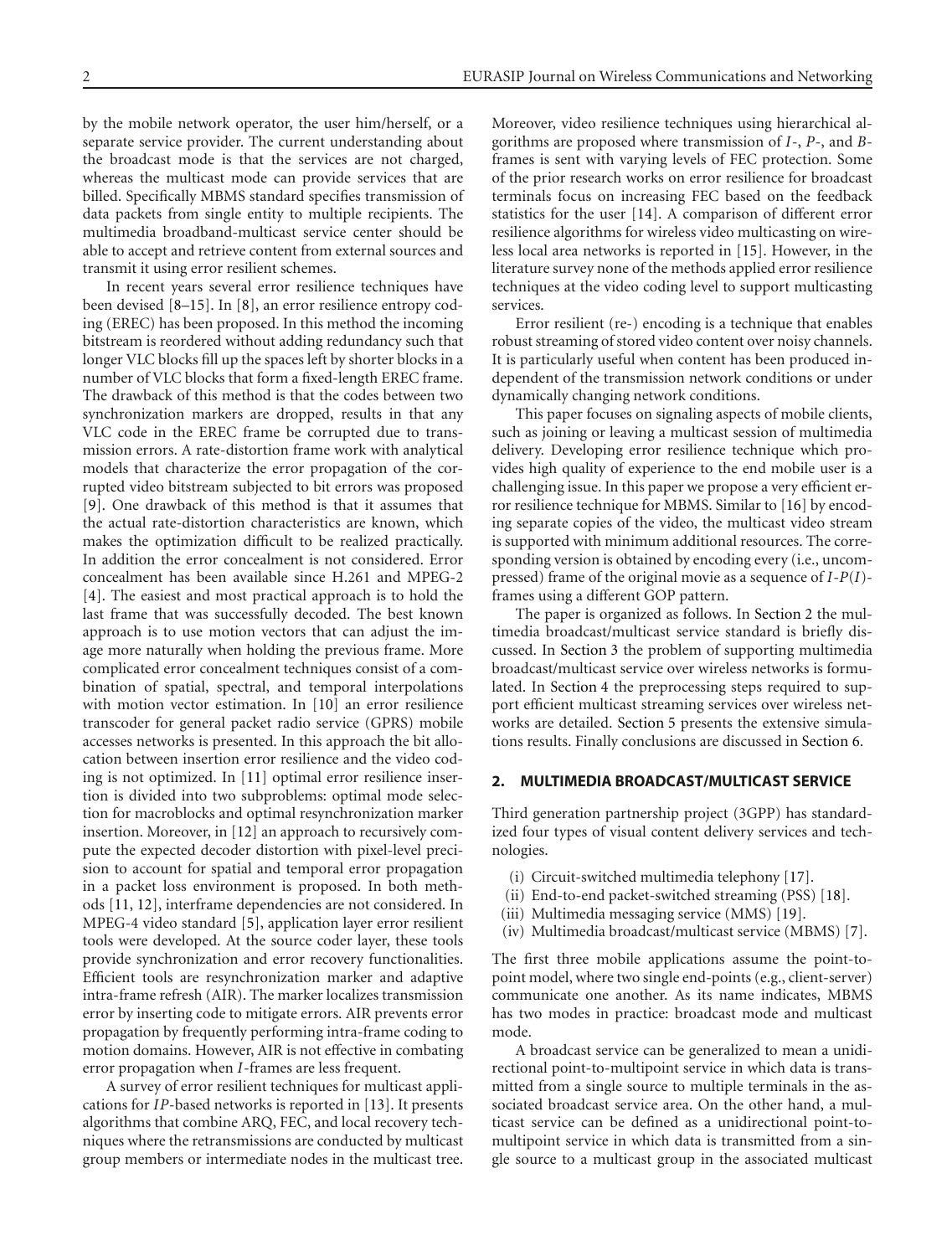by the mobile network operator, the user him/herself, or a separate service provider. The current understanding about the broadcast mode is that the services are not charged, whereas the multicast mode can provide services that are billed. Specifically MBMS standard specifies transmission of data packets from single entity to multiple recipients. The multimedia broadband-multicast service center should be able to accept and retrieve content from external sources and transmit it using error resilient schemes.

In recent years several error resilience techniques have been devised [8–15]. In [8], an error resilience entropy coding (EREC) has been proposed. In this method the incoming bitstream is reordered without adding redundancy such that longer VLC blocks fill up the spaces left by shorter blocks in a number of VLC blocks that form a fixed-length EREC frame. The drawback of this method is that the codes between two synchronization markers are dropped, results in that any VLC code in the EREC frame be corrupted due to transmission errors. A rate-distortion frame work with analytical models that characterize the error propagation of the corrupted video bitstream subjected to bit errors was proposed [9]. One drawback of this method is that it assumes that the actual rate-distortion characteristics are known, which makes the optimization difficult to be realized practically. In addition the error concealment is not considered. Error concealment has been available since H.261 and MPEG-2 [4]. The easiest and most practical approach is to hold the last frame that was successfully decoded. The best known approach is to use motion vectors that can adjust the image more naturally when holding the previous frame. More complicated error concealment techniques consist of a combination of spatial, spectral, and temporal interpolations with motion vector estimation. In [10] an error resilience transcoder for general packet radio service (GPRS) mobile accesses networks is presented. In this approach the bit allocation between insertion error resilience and the video coding is not optimized. In [11] optimal error resilience insertion is divided into two subproblems: optimal mode selection for macroblocks and optimal resynchronization marker insertion. Moreover, in [12] an approach to recursively compute the expected decoder distortion with pixel-level precision to account for spatial and temporal error propagation in a packet loss environment is proposed. In both methods [11, 12], interframe dependencies are not considered. In MPEG-4 video standard [5], application layer error resilient tools were developed. At the source coder layer, these tools provide synchronization and error recovery functionalities. Efficient tools are resynchronization marker and adaptive intra-frame refresh (AIR). The marker localizes transmission error by inserting code to mitigate errors. AIR prevents error propagation by frequently performing intra-frame coding to motion domains. However, AIR is not effective in combating error propagation when *I*-frames are less frequent.

A survey of error resilient techniques for multicast applications for *IP*-based networks is reported in [13]. It presents algorithms that combine ARQ, FEC, and local recovery techniques where the retransmissions are conducted by multicast group members or intermediate nodes in the multicast tree. Moreover, video resilience techniques using hierarchical algorithms are proposed where transmission of *I*-, *P*-, and *B*-frames is sent with varying levels of FEC protection. Some of the prior research works on error resilience for broadcast terminals focus on increasing FEC based on the feedback statistics for the user [14]. A comparison of different error resilience algorithms for wireless video multicasting on wireless local area networks is reported in [15]. However, in the literature survey none of the methods applied error resilience techniques at the video coding level to support multicasting services.

Error resilient (re-) encoding is a technique that enables robust streaming of stored video content over noisy channels. It is particularly useful when content has been produced independent of the transmission network conditions or under dynamically changing network conditions.

This paper focuses on signaling aspects of mobile clients, such as joining or leaving a multicast session of multimedia delivery. Developing error resilience technique which provides high quality of experience to the end mobile user is a challenging issue. In this paper we propose a very efficient error resilience technique for MBMS. Similar to [16] by encoding separate copies of the video, the multicast video stream is supported with minimum additional resources. The corresponding version is obtained by encoding every (i.e., uncompressed) frame of the original movie as a sequence of *I*-*P*(*I*)-frames using a different GOP pattern.

The paper is organized as follows. In Section 2 the multimedia broadcast/multicast service standard is briefly discussed. In Section 3 the problem of supporting multimedia broadcast/multicast service over wireless networks is formulated. In Section 4 the preprocessing steps required to support efficient multicast streaming services over wireless networks are detailed. Section 5 presents the extensive simulations results. Finally conclusions are discussed in Section 6.

## 2. MULTIMEDIA BROADCAST/MULTICAST SERVICE

Third generation partnership project (3GPP) has standardized four types of visual content delivery services and technologies.

(i) Circuit-switched multimedia telephony [17].
(ii) End-to-end packet-switched streaming (PSS) [18].
(iii) Multimedia messaging service (MMS) [19].
(iv) Multimedia broadcast/multicast service (MBMS) [7].

The first three mobile applications assume the point-to-point model, where two single end-points (e.g., client-server) communicate one another. As its name indicates, MBMS has two modes in practice: broadcast mode and multicast mode.

A broadcast service can be generalized to mean a unidirectional point-to-multipoint service in which data is transmitted from a single source to multiple terminals in the associated broadcast service area. On the other hand, a multicast service can be defined as a unidirectional point-to-multipoint service in which data is transmitted from a single source to a multicast group in the associated multicast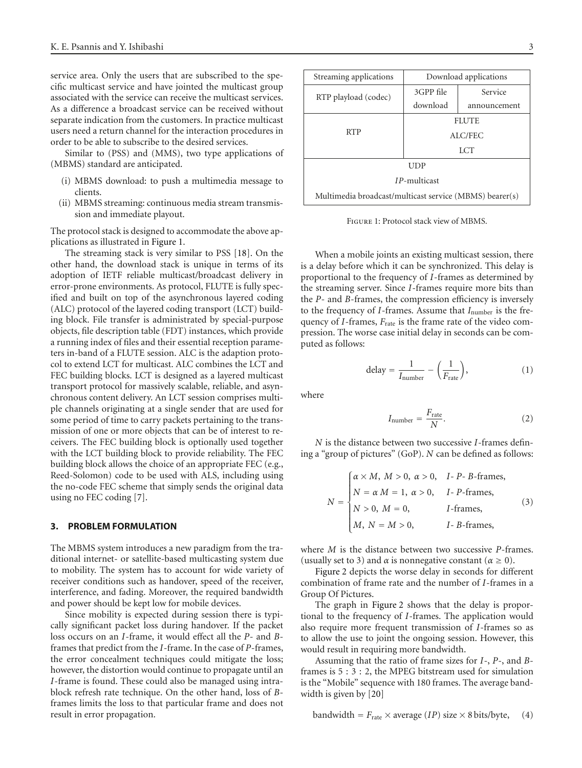service area. Only the users that are subscribed to the specific multicast service and have jointed the multicast group associated with the service can receive the multicast services. As a difference a broadcast service can be received without separate indication from the customers. In practice multicast users need a return channel for the interaction procedures in order to be able to subscribe to the desired services.

Similar to (PSS) and (MMS), two type applications of (MBMS) standard are anticipated.

- (i) MBMS download: to push a multimedia message to clients.
- (ii) MBMS streaming: continuous media stream transmission and immediate playout.

The protocol stack is designed to accommodate the above applications as illustrated in Figure 1.

The streaming stack is very similar to PSS [18]. On the other hand, the download stack is unique in terms of its adoption of IETF reliable multicast/broadcast delivery in error-prone environments. As protocol, FLUTE is fully specified and built on top of the asynchronous layered coding (ALC) protocol of the layered coding transport (LCT) building block. File transfer is administrated by special-purpose objects, file description table (FDT) instances, which provide a running index of files and their essential reception parameters in-band of a FLUTE session. ALC is the adaption protocol to extend LCT for multicast. ALC combines the LCT and FEC building blocks. LCT is designed as a layered multicast transport protocol for massively scalable, reliable, and asynchronous content delivery. An LCT session comprises multiple channels originating at a single sender that are used for some period of time to carry packets pertaining to the transmission of one or more objects that can be of interest to receivers. The FEC building block is optionally used together with the LCT building block to provide reliability. The FEC building block allows the choice of an appropriate FEC (e.g., Reed-Solomon) code to be used with ALS, including using the no-code FEC scheme that simply sends the original data using no FEC coding [7].

| Streaming applications | Download applications | |
|---|---|---|
| RTP playload (codec) | 3GPP file download | Service announcement |
| RTP | FLUTE<br>ALC/FEC<br>LCT | |
| UDP<br>*IP*-multicast<br>Multimedia broadcast/multicast service (MBMS) bearer(s) | | |

Figure 1: Protocol stack view of MBMS.

## 3. PROBLEM FORMULATION

The MBMS system introduces a new paradigm from the traditional internet- or satellite-based multicasting system due to mobility. The system has to account for wide variety of receiver conditions such as handover, speed of the receiver, interference, and fading. Moreover, the required bandwidth and power should be kept low for mobile devices.

Since mobility is expected during session there is typically significant packet loss during handover. If the packet loss occurs on an *I*-frame, it would effect all the *P*- and *B*-frames that predict from the *I*-frame. In the case of *P*-frames, the error concealment techniques could mitigate the loss; however, the distortion would continue to propagate until an *I*-frame is found. These could also be managed using intrablock refresh rate technique. On the other hand, loss of *B*-frames limits the loss to that particular frame and does not result in error propagation.

When a mobile joints an existing multicast session, there is a delay before which it can be synchronized. This delay is proportional to the frequency of *I*-frames as determined by the streaming server. Since *I*-frames require more bits than the *P*- and *B*-frames, the compression efficiency is inversely to the frequency of *I*-frames. Assume that $I_{\text{number}}$ is the frequency of *I*-frames, $F_{\text{rate}}$ is the frame rate of the video compression. The worse case initial delay in seconds can be computed as follows:

$$\text{delay} = \frac{1}{I_{\text{number}}} - \left(\frac{1}{F_{\text{rate}}}\right), \tag{1}$$

where

$$I_{\text{number}} = \frac{F_{\text{rate}}}{N}. \tag{2}$$

$N$ is the distance between two successive *I*-frames defining a "group of pictures" (GoP). $N$ can be defined as follows:

$$N = \begin{cases} \alpha \times M,\ M > 0,\ \alpha > 0, & I\text{- }P\text{- }B\text{-frames}, \\ N = \alpha\ M = 1,\ \alpha > 0, & I\text{- }P\text{-frames}, \\ N > 0,\ M = 0, & I\text{-frames}, \\ M,\ N = M > 0, & I\text{- }B\text{-frames}, \end{cases} \tag{3}$$

where $M$ is the distance between two successive *P*-frames. (usually set to 3) and $\alpha$ is nonnegative constant ($\alpha \geq 0$).

Figure 2 depicts the worse delay in seconds for different combination of frame rate and the number of *I*-frames in a Group Of Pictures.

The graph in Figure 2 shows that the delay is proportional to the frequency of *I*-frames. The application would also require more frequent transmission of *I*-frames so as to allow the use to joint the ongoing session. However, this would result in requiring more bandwidth.

Assuming that the ratio of frame sizes for *I*-, *P*-, and *B*-frames is 5 : 3 : 2, the MPEG bitstream used for simulation is the "Mobile" sequence with 180 frames. The average bandwidth is given by [20]

$$\text{bandwidth} = F_{\text{rate}} \times \text{average}\ (IP)\ \text{size} \times 8\ \text{bits/byte}, \tag{4}$$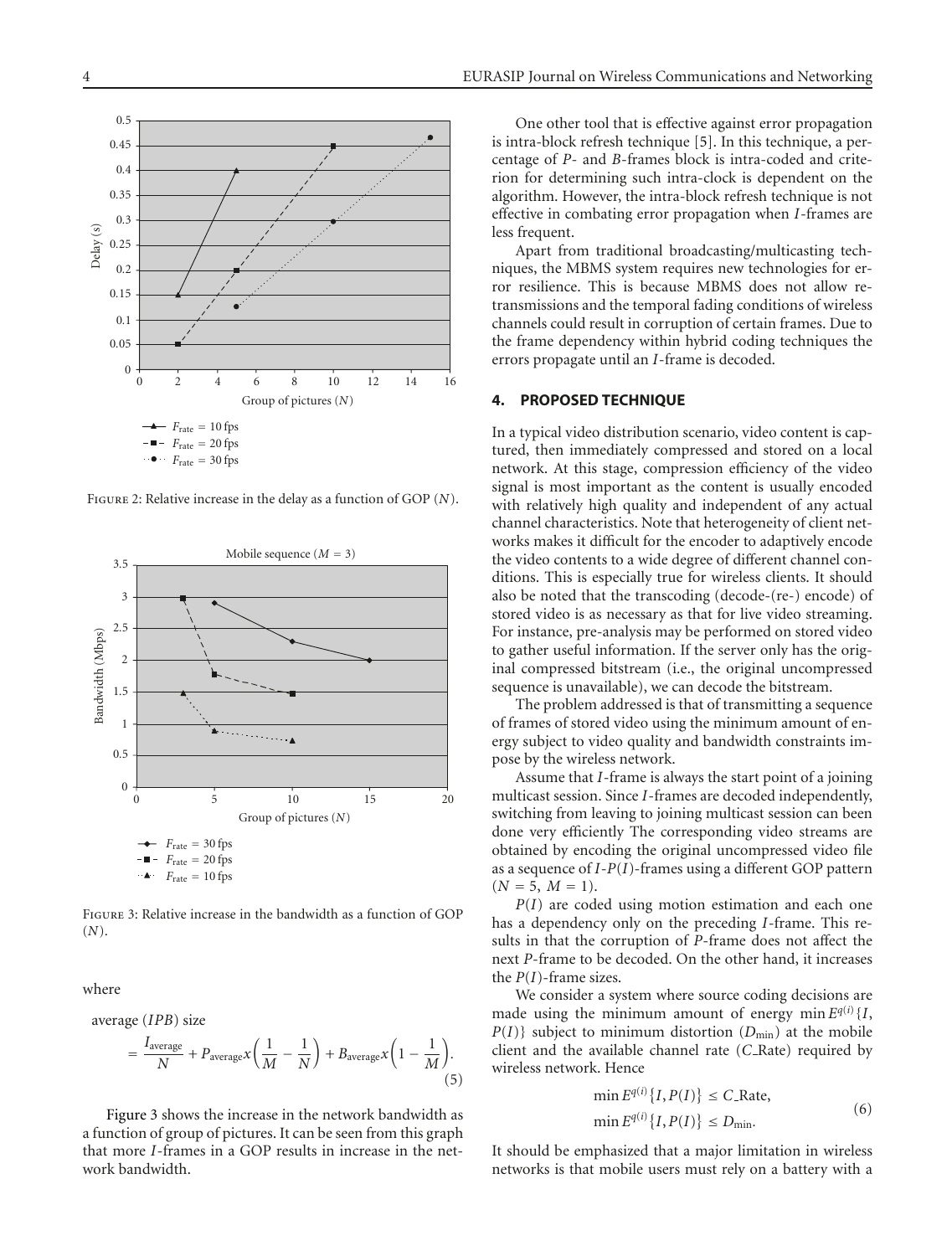0.5
0.45
0.4
0.35
0.3
0.25
0.2
0.15
0.1
0.05
0
Delay (s)
0 2 4 6 8 10 12 14 16
Group of pictures ($N$)
$F_{\text{rate}}$ = 10 fps
$F_{\text{rate}}$ = 20 fps
$F_{\text{rate}}$ = 30 fps

Figure 2: Relative increase in the delay as a function of GOP ($N$).

Mobile sequence ($M = 3$)
3.5
3
2.5
2
1.5
1
0.5
0
Bandwidth (Mbps)
0 5 10 15 20
Group of pictures ($N$)
$F_{\text{rate}}$ = 30 fps
$F_{\text{rate}}$ = 20 fps
$F_{\text{rate}}$ = 10 fps

Figure 3: Relative increase in the bandwidth as a function of GOP ($N$).

where

$$\text{average } (IPB) \text{ size} = \frac{I_{\text{average}}}{N} + P_{\text{average}} x\left(\frac{1}{M} - \frac{1}{N}\right) + B_{\text{average}} x\left(1 - \frac{1}{M}\right). \tag{5}$$

Figure 3 shows the increase in the network bandwidth as a function of group of pictures. It can be seen from this graph that more $I$-frames in a GOP results in increase in the network bandwidth.

One other tool that is effective against error propagation is intra-block refresh technique [5]. In this technique, a percentage of $P$- and $B$-frames block is intra-coded and criterion for determining such intra-clock is dependent on the algorithm. However, the intra-block refresh technique is not effective in combating error propagation when $I$-frames are less frequent.

Apart from traditional broadcasting/multicasting techniques, the MBMS system requires new technologies for error resilience. This is because MBMS does not allow retransmissions and the temporal fading conditions of wireless channels could result in corruption of certain frames. Due to the frame dependency within hybrid coding techniques the errors propagate until an $I$-frame is decoded.

## 4. PROPOSED TECHNIQUE

In a typical video distribution scenario, video content is captured, then immediately compressed and stored on a local network. At this stage, compression efficiency of the video signal is most important as the content is usually encoded with relatively high quality and independent of any actual channel characteristics. Note that heterogeneity of client networks makes it difficult for the encoder to adaptively encode the video contents to a wide degree of different channel conditions. This is especially true for wireless clients. It should also be noted that the transcoding (decode-(re-) encode) of stored video is as necessary as that for live video streaming. For instance, pre-analysis may be performed on stored video to gather useful information. If the server only has the original compressed bitstream (i.e., the original uncompressed sequence is unavailable), we can decode the bitstream.

The problem addressed is that of transmitting a sequence of frames of stored video using the minimum amount of energy subject to video quality and bandwidth constraints impose by the wireless network.

Assume that $I$-frame is always the start point of a joining multicast session. Since $I$-frames are decoded independently, switching from leaving to joining multicast session can been done very efficiently The corresponding video streams are obtained by encoding the original uncompressed video file as a sequence of $I$-$P(I)$-frames using a different GOP pattern ($N = 5$, $M = 1$).

$P(I)$ are coded using motion estimation and each one has a dependency only on the preceding $I$-frame. This results in that the corruption of $P$-frame does not affect the next $P$-frame to be decoded. On the other hand, it increases the $P(I)$-frame sizes.

We consider a system where source coding decisions are made using the minimum amount of energy $\min E^{q(i)}\{I, P(I)\}$ subject to minimum distortion ($D_{\min}$) at the mobile client and the available channel rate ($C$_Rate) required by wireless network. Hence

$$\begin{aligned} \min E^{q(i)}\{I, P(I)\} &\leq C\_\text{Rate}, \\ \min E^{q(i)}\{I, P(I)\} &\leq D_{\min}. \end{aligned} \tag{6}$$

It should be emphasized that a major limitation in wireless networks is that mobile users must rely on a battery with a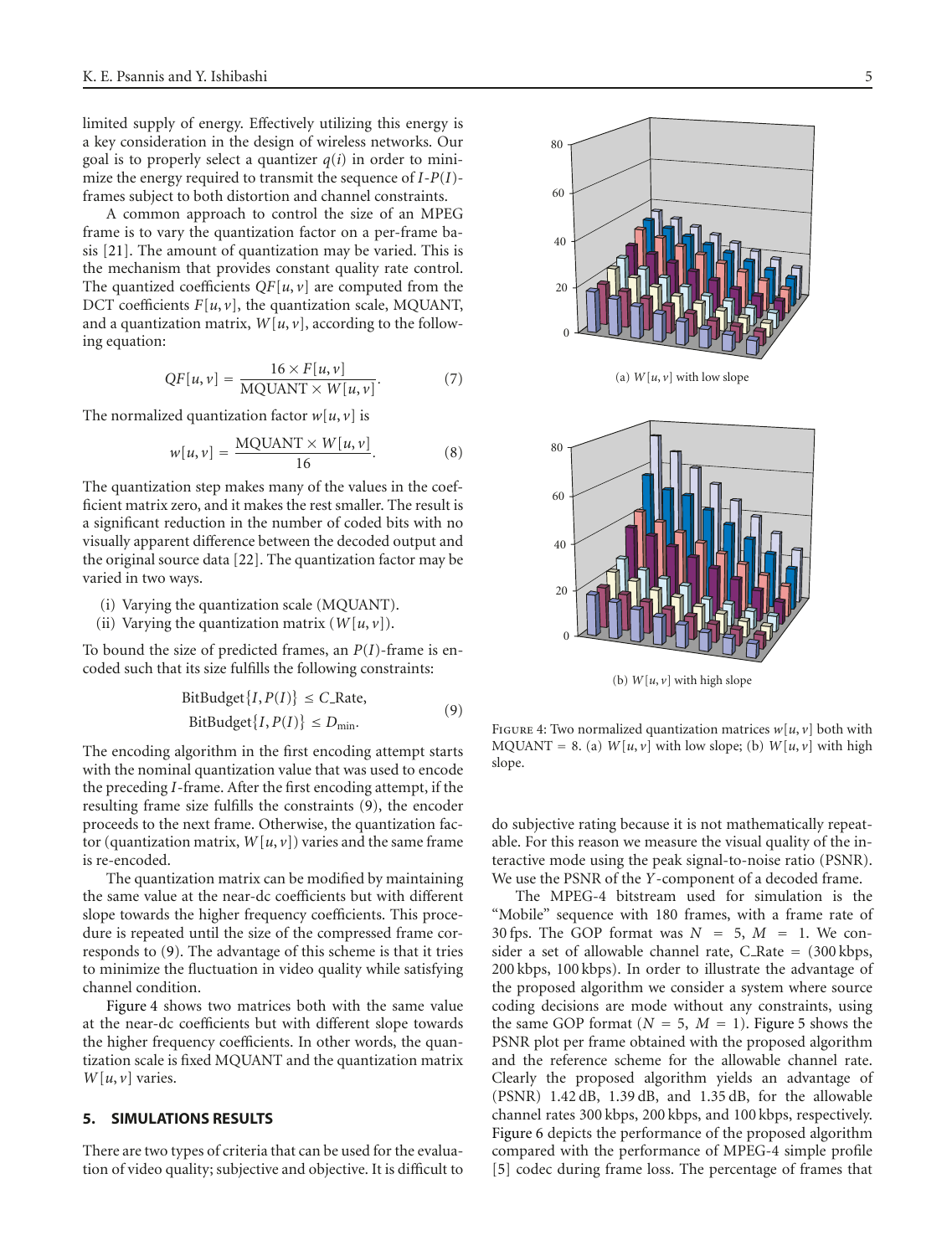limited supply of energy. Effectively utilizing this energy is a key consideration in the design of wireless networks. Our goal is to properly select a quantizer $q(i)$ in order to minimize the energy required to transmit the sequence of $I$-$P(I)$-frames subject to both distortion and channel constraints.

A common approach to control the size of an MPEG frame is to vary the quantization factor on a per-frame basis [21]. The amount of quantization may be varied. This is the mechanism that provides constant quality rate control. The quantized coefficients $QF[u,v]$ are computed from the DCT coefficients $F[u,v]$, the quantization scale, MQUANT, and a quantization matrix, $W[u,v]$, according to the following equation:

$$QF[u,v] = \frac{16 \times F[u,v]}{\text{MQUANT} \times W[u,v]}. \tag{7}$$

The normalized quantization factor $w[u,v]$ is

$$w[u,v] = \frac{\text{MQUANT} \times W[u,v]}{16}. \tag{8}$$

The quantization step makes many of the values in the coefficient matrix zero, and it makes the rest smaller. The result is a significant reduction in the number of coded bits with no visually apparent difference between the decoded output and the original source data [22]. The quantization factor may be varied in two ways.

(i) Varying the quantization scale (MQUANT).
(ii) Varying the quantization matrix ($W[u,v]$).

To bound the size of predicted frames, an $P(I)$-frame is encoded such that its size fulfills the following constraints:

$$\begin{aligned} \text{BitBudget}\{I, P(I)\} &\leq C\_\text{Rate}, \\ \text{BitBudget}\{I, P(I)\} &\leq D_{\min}. \end{aligned} \tag{9}$$

The encoding algorithm in the first encoding attempt starts with the nominal quantization value that was used to encode the preceding $I$-frame. After the first encoding attempt, if the resulting frame size fulfills the constraints (9), the encoder proceeds to the next frame. Otherwise, the quantization factor (quantization matrix, $W[u,v]$) varies and the same frame is re-encoded.

The quantization matrix can be modified by maintaining the same value at the near-dc coefficients but with different slope towards the higher frequency coefficients. This procedure is repeated until the size of the compressed frame corresponds to (9). The advantage of this scheme is that it tries to minimize the fluctuation in video quality while satisfying channel condition.

Figure 4 shows two matrices both with the same value at the near-dc coefficients but with different slope towards the higher frequency coefficients. In other words, the quantization scale is fixed MQUANT and the quantization matrix $W[u,v]$ varies.

(a) $W[u,v]$ with low slope

(b) $W[u,v]$ with high slope

Figure 4: Two normalized quantization matrices $w[u,v]$ both with MQUANT = 8. (a) $W[u,v]$ with low slope; (b) $W[u,v]$ with high slope.

## 5. SIMULATIONS RESULTS

There are two types of criteria that can be used for the evaluation of video quality; subjective and objective. It is difficult to do subjective rating because it is not mathematically repeatable. For this reason we measure the visual quality of the interactive mode using the peak signal-to-noise ratio (PSNR). We use the PSNR of the $Y$-component of a decoded frame.

The MPEG-4 bitstream used for simulation is the "Mobile" sequence with 180 frames, with a frame rate of 30 fps. The GOP format was $N = 5$, $M = 1$. We consider a set of allowable channel rate, C_Rate = (300 kbps, 200 kbps, 100 kbps). In order to illustrate the advantage of the proposed algorithm we consider a system where source coding decisions are mode without any constraints, using the same GOP format ($N = 5$, $M = 1$). Figure 5 shows the PSNR plot per frame obtained with the proposed algorithm and the reference scheme for the allowable channel rate. Clearly the proposed algorithm yields an advantage of (PSNR) 1.42 dB, 1.39 dB, and 1.35 dB, for the allowable channel rates 300 kbps, 200 kbps, and 100 kbps, respectively. Figure 6 depicts the performance of the proposed algorithm compared with the performance of MPEG-4 simple profile [5] codec during frame loss. The percentage of frames that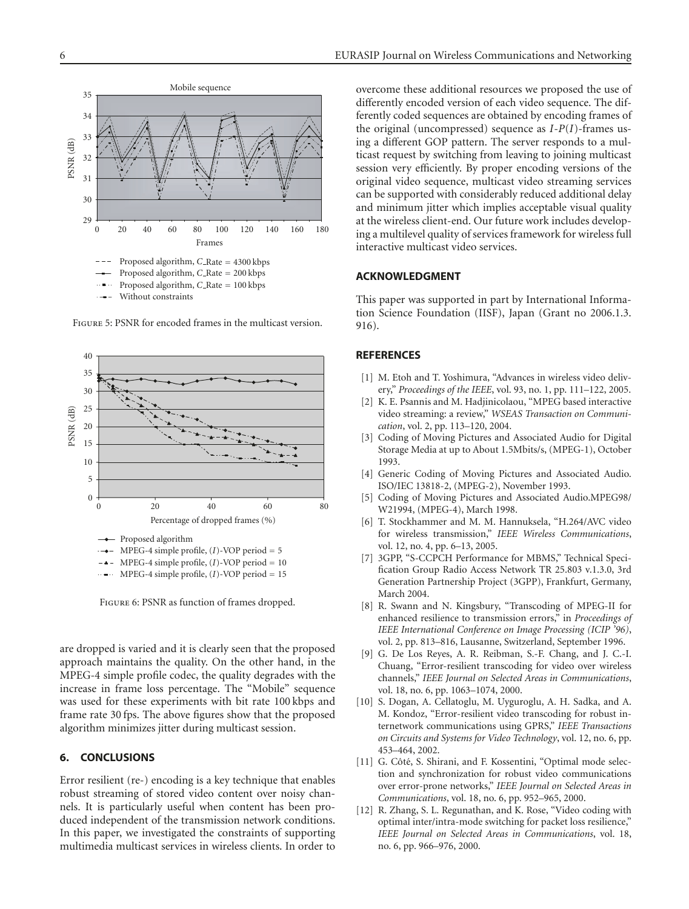Figure 5: PSNR for encoded frames in the multicast version.

Figure 6: PSNR as function of frames dropped.

are dropped is varied and it is clearly seen that the proposed approach maintains the quality. On the other hand, in the MPEG-4 simple profile codec, the quality degrades with the increase in frame loss percentage. The "Mobile" sequence was used for these experiments with bit rate 100 kbps and frame rate 30 fps. The above figures show that the proposed algorithm minimizes jitter during multicast session.

## 6. CONCLUSIONS

Error resilient (re-) encoding is a key technique that enables robust streaming of stored video content over noisy channels. It is particularly useful when content has been produced independent of the transmission network conditions. In this paper, we investigated the constraints of supporting multimedia multicast services in wireless clients. In order to overcome these additional resources we proposed the use of differently encoded version of each video sequence. The differently coded sequences are obtained by encoding frames of the original (uncompressed) sequence as $I$-$P(I)$-frames using a different GOP pattern. The server responds to a multicast request by switching from leaving to joining multicast session very efficiently. By proper encoding versions of the original video sequence, multicast video streaming services can be supported with considerably reduced additional delay and minimum jitter which implies acceptable visual quality at the wireless client-end. Our future work includes developing a multilevel quality of services framework for wireless full interactive multicast video services.

## ACKNOWLEDGMENT

This paper was supported in part by International Information Science Foundation (IISF), Japan (Grant no 2006.1.3. 916).

## REFERENCES

[1] M. Etoh and T. Yoshimura, "Advances in wireless video delivery," *Proceedings of the IEEE*, vol. 93, no. 1, pp. 111–122, 2005.

[2] K. E. Psannis and M. Hadjinicolaou, "MPEG based interactive video streaming: a review," *WSEAS Transaction on Communication*, vol. 2, pp. 113–120, 2004.

[3] Coding of Moving Pictures and Associated Audio for Digital Storage Media at up to About 1.5Mbits/s, (MPEG-1), October 1993.

[4] Generic Coding of Moving Pictures and Associated Audio. ISO/IEC 13818-2, (MPEG-2), November 1993.

[5] Coding of Moving Pictures and Associated Audio.MPEG98/ W21994, (MPEG-4), March 1998.

[6] T. Stockhammer and M. M. Hannuksela, "H.264/AVC video for wireless transmission," *IEEE Wireless Communications*, vol. 12, no. 4, pp. 6–13, 2005.

[7] 3GPP, "S-CCPCH Performance for MBMS," Technical Specification Group Radio Access Network TR 25.803 v.1.3.0, 3rd Generation Partnership Project (3GPP), Frankfurt, Germany, March 2004.

[8] R. Swann and N. Kingsbury, "Transcoding of MPEG-II for enhanced resilience to transmission errors," in *Proceedings of IEEE International Conference on Image Processing (ICIP '96)*, vol. 2, pp. 813–816, Lausanne, Switzerland, September 1996.

[9] G. De Los Reyes, A. R. Reibman, S.-F. Chang, and J. C.-I. Chuang, "Error-resilient transcoding for video over wireless channels," *IEEE Journal on Selected Areas in Communications*, vol. 18, no. 6, pp. 1063–1074, 2000.

[10] S. Dogan, A. Cellatoglu, M. Uyguroglu, A. H. Sadka, and A. M. Kondoz, "Error-resilient video transcoding for robust internetwork communications using GPRS," *IEEE Transactions on Circuits and Systems for Video Technology*, vol. 12, no. 6, pp. 453–464, 2002.

[11] G. Côté, S. Shirani, and F. Kossentini, "Optimal mode selection and synchronization for robust video communications over error-prone networks," *IEEE Journal on Selected Areas in Communications*, vol. 18, no. 6, pp. 952–965, 2000.

[12] R. Zhang, S. L. Regunathan, and K. Rose, "Video coding with optimal inter/intra-mode switching for packet loss resilience," *IEEE Journal on Selected Areas in Communications*, vol. 18, no. 6, pp. 966–976, 2000.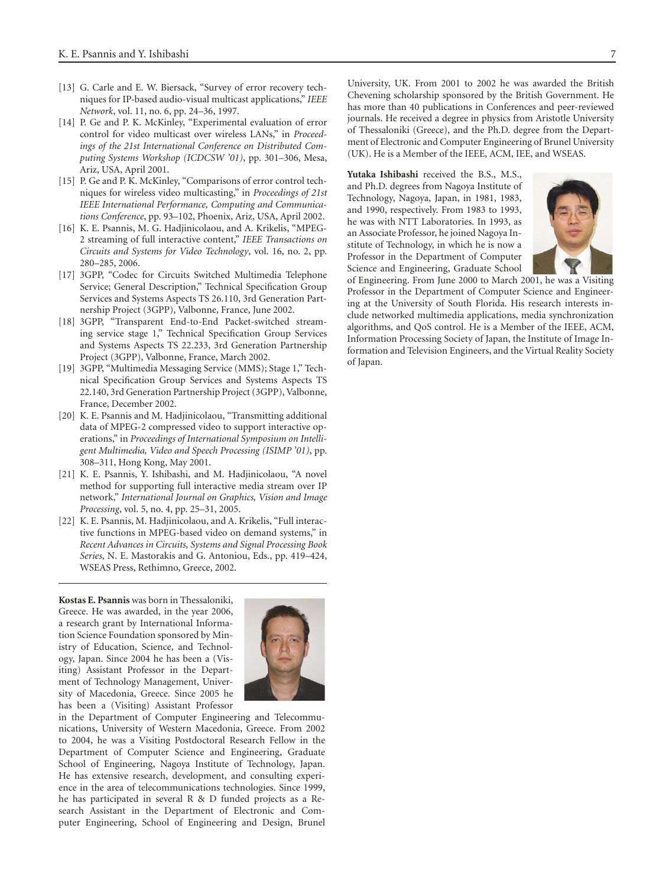[13] G. Carle and E. W. Biersack, "Survey of error recovery techniques for IP-based audio-visual multicast applications," *IEEE Network*, vol. 11, no. 6, pp. 24–36, 1997.

[14] P. Ge and P. K. McKinley, "Experimental evaluation of error control for video multicast over wireless LANs," in *Proceedings of the 21st International Conference on Distributed Computing Systems Workshop (ICDCSW '01)*, pp. 301–306, Mesa, Ariz, USA, April 2001.

[15] P. Ge and P. K. McKinley, "Comparisons of error control techniques for wireless video multicasting," in *Proceedings of 21st IEEE International Performance, Computing and Communications Conference*, pp. 93–102, Phoenix, Ariz, USA, April 2002.

[16] K. E. Psannis, M. G. Hadjinicolaou, and A. Krikelis, "MPEG-2 streaming of full interactive content," *IEEE Transactions on Circuits and Systems for Video Technology*, vol. 16, no. 2, pp. 280–285, 2006.

[17] 3GPP, "Codec for Circuits Switched Multimedia Telephone Service; General Description," Technical Specification Group Services and Systems Aspects TS 26.110, 3rd Generation Partnership Project (3GPP), Valbonne, France, June 2002.

[18] 3GPP, "Transparent End-to-End Packet-switched streaming service stage 1," Technical Specification Group Services and Systems Aspects TS 22.233, 3rd Generation Partnership Project (3GPP), Valbonne, France, March 2002.

[19] 3GPP, "Multimedia Messaging Service (MMS); Stage 1," Technical Specification Group Services and Systems Aspects TS 22.140, 3rd Generation Partnership Project (3GPP), Valbonne, France, December 2002.

[20] K. E. Psannis and M. Hadjinicolaou, "Transmitting additional data of MPEG-2 compressed video to support interactive operations," in *Proceedings of International Symposium on Intelligent Multimedia, Video and Speech Processing (ISIMP '01)*, pp. 308–311, Hong Kong, May 2001.

[21] K. E. Psannis, Y. Ishibashi, and M. Hadjinicolaou, "A novel method for supporting full interactive media stream over IP network," *International Journal on Graphics, Vision and Image Processing*, vol. 5, no. 4, pp. 25–31, 2005.

[22] K. E. Psannis, M. Hadjinicolaou, and A. Krikelis, "Full interactive functions in MPEG-based video on demand systems," in *Recent Advances in Circuits, Systems and Signal Processing Book Series*, N. E. Mastorakis and G. Antoniou, Eds., pp. 419–424, WSEAS Press, Rethimno, Greece, 2002.

---

**Kostas E. Psannis** was born in Thessaloniki, Greece. He was awarded, in the year 2006, a research grant by International Information Science Foundation sponsored by Ministry of Education, Science, and Technology, Japan. Since 2004 he has been a (Visiting) Assistant Professor in the Department of Technology Management, University of Macedonia, Greece. Since 2005 he has been a (Visiting) Assistant Professor in the Department of Computer Engineering and Telecommunications, University of Western Macedonia, Greece. From 2002 to 2004, he was a Visiting Postdoctoral Research Fellow in the Department of Computer Science and Engineering, Graduate School of Engineering, Nagoya Institute of Technology, Japan. He has extensive research, development, and consulting experience in the area of telecommunications technologies. Since 1999, he has participated in several R & D funded projects as a Research Assistant in the Department of Electronic and Computer Engineering, School of Engineering and Design, Brunel University, UK. From 2001 to 2002 he was awarded the British Chevening scholarship sponsored by the British Government. He has more than 40 publications in Conferences and peer-reviewed journals. He received a degree in physics from Aristotle University of Thessaloniki (Greece), and the Ph.D. degree from the Department of Electronic and Computer Engineering of Brunel University (UK). He is a Member of the IEEE, ACM, IEE, and WSEAS.

**Yutaka Ishibashi** received the B.S., M.S., and Ph.D. degrees from Nagoya Institute of Technology, Nagoya, Japan, in 1981, 1983, and 1990, respectively. From 1983 to 1993, he was with NTT Laboratories. In 1993, as an Associate Professor, he joined Nagoya Institute of Technology, in which he is now a Professor in the Department of Computer Science and Engineering, Graduate School of Engineering. From June 2000 to March 2001, he was a Visiting Professor in the Department of Computer Science and Engineering at the University of South Florida. His research interests include networked multimedia applications, media synchronization algorithms, and QoS control. He is a Member of the IEEE, ACM, Information Processing Society of Japan, the Institute of Image Information and Television Engineers, and the Virtual Reality Society of Japan.